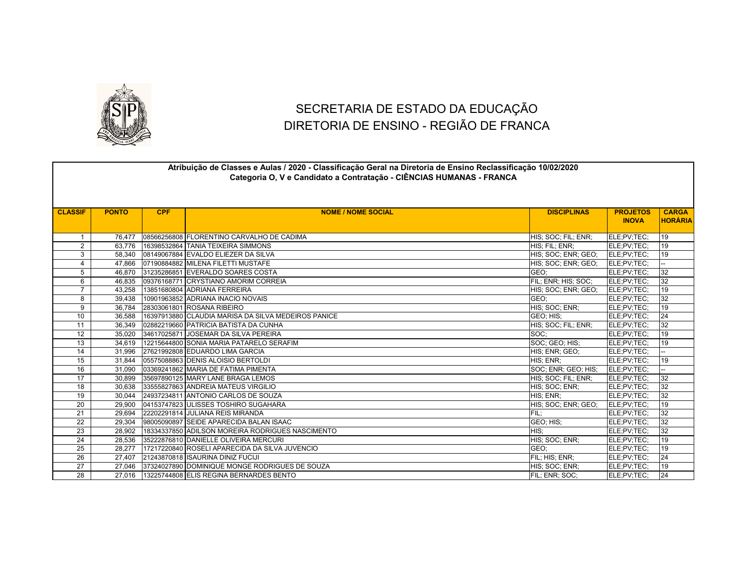# SECRETARIA DE ESTADO DA EDUCAÇÃO
# DIRETORIA DE ENSINO - REGIÃO DE FRANCA

**Atribuição de Classes e Aulas / 2020 - Classificação Geral na Diretoria de Ensino Reclassificação 10/02/2020**
**Categoria O, V e Candidato a Contratação - CIÊNCIAS HUMANAS - FRANCA**

| CLASSIF | PONTO | CPF | NOME / NOME SOCIAL | DISCIPLINAS | PROJETOS INOVA | CARGA HORÁRIA |
|---|---|---|---|---|---|---|
| 1 | 76,477 | 08566256808 | FLORENTINO CARVALHO DE CADIMA | HIS; SOC; FIL; ENR; | ELE;PV;TEC; | 19 |
| 2 | 63,776 | 16398532864 | TANIA TEIXEIRA SIMMONS | HIS; FIL; ENR; | ELE;PV;TEC; | 19 |
| 3 | 58,340 | 08149067884 | EVALDO ELIEZER DA SILVA | HIS; SOC; ENR; GEO; | ELE;PV;TEC; | 19 |
| 4 | 47,866 | 07190884882 | MILENA FILETTI MUSTAFE | HIS; SOC; ENR; GEO; | ELE;PV;TEC; | -- |
| 5 | 46,870 | 31235286851 | EVERALDO SOARES COSTA | GEO; | ELE;PV;TEC; | 32 |
| 6 | 46,835 | 09376168771 | CRYSTIANO AMORIM CORREIA | FIL; ENR; HIS; SOC; | ELE;PV;TEC; | 32 |
| 7 | 43,258 | 13851680804 | ADRIANA FERREIRA | HIS; SOC; ENR; GEO; | ELE;PV;TEC; | 19 |
| 8 | 39,438 | 10901963852 | ADRIANA INACIO NOVAIS | GEO; | ELE;PV;TEC; | 32 |
| 9 | 36,784 | 28303061801 | ROSANA RIBEIRO | HIS; SOC; ENR; | ELE;PV;TEC; | 19 |
| 10 | 36,588 | 16397913880 | CLAUDIA MARISA DA SILVA MEDEIROS PANICE | GEO; HIS; | ELE;PV;TEC; | 24 |
| 11 | 36,349 | 02882219660 | PATRICIA BATISTA DA CUNHA | HIS; SOC; FIL; ENR; | ELE;PV;TEC; | 32 |
| 12 | 35,020 | 34617025871 | JOSEMAR DA SILVA PEREIRA | SOC; | ELE;PV;TEC; | 19 |
| 13 | 34,619 | 12215644800 | SONIA MARIA PATARELO SERAFIM | SOC; GEO; HIS; | ELE;PV;TEC; | 19 |
| 14 | 31,996 | 27621992808 | EDUARDO LIMA GARCIA | HIS; ENR; GEO; | ELE;PV;TEC; | -- |
| 15 | 31,844 | 05575088863 | DENIS ALOISIO BERTOLDI | HIS; ENR; | ELE;PV;TEC; | 19 |
| 16 | 31,090 | 03369241862 | MARIA DE FATIMA PIMENTA | SOC; ENR; GEO; HIS; | ELE;PV;TEC; | -- |
| 17 | 30,899 | 35697890125 | MARY LANE BRAGA LEMOS | HIS; SOC; FIL; ENR; | ELE;PV;TEC; | 32 |
| 18 | 30,638 | 33555827863 | ANDREIA MATEUS VIRGILIO | HIS; SOC; ENR; | ELE;PV;TEC; | 32 |
| 19 | 30,044 | 24937234811 | ANTONIO CARLOS DE SOUZA | HIS; ENR; | ELE;PV;TEC; | 32 |
| 20 | 29,900 | 04153747823 | ULISSES TOSHIRO SUGAHARA | HIS; SOC; ENR; GEO; | ELE;PV;TEC; | 19 |
| 21 | 29,694 | 22202291814 | JULIANA REIS MIRANDA | FIL; | ELE;PV;TEC; | 32 |
| 22 | 29,304 | 98005090897 | SEIDE APARECIDA BALAN ISAAC | GEO; HIS; | ELE;PV;TEC; | 32 |
| 23 | 28,902 | 18334337850 | ADILSON MOREIRA RODRIGUES NASCIMENTO | HIS; | ELE;PV;TEC; | 32 |
| 24 | 28,536 | 35222876810 | DANIELLE OLIVEIRA MERCURI | HIS; SOC; ENR; | ELE;PV;TEC; | 19 |
| 25 | 28,277 | 17217220840 | ROSELI APARECIDA DA SILVA JUVENCIO | GEO; | ELE;PV;TEC; | 19 |
| 26 | 27,407 | 21243870818 | ISAURINA DINIZ FUCIJI | FIL; HIS; ENR; | ELE;PV;TEC; | 24 |
| 27 | 27,046 | 37324027890 | DOMINIQUE MONGE RODRIGUES DE SOUZA | HIS; SOC; ENR; | ELE;PV;TEC; | 19 |
| 28 | 27,016 | 13225744808 | ELIS REGINA BERNARDES BENTO | FIL; ENR; SOC; | ELE;PV;TEC; | 24 |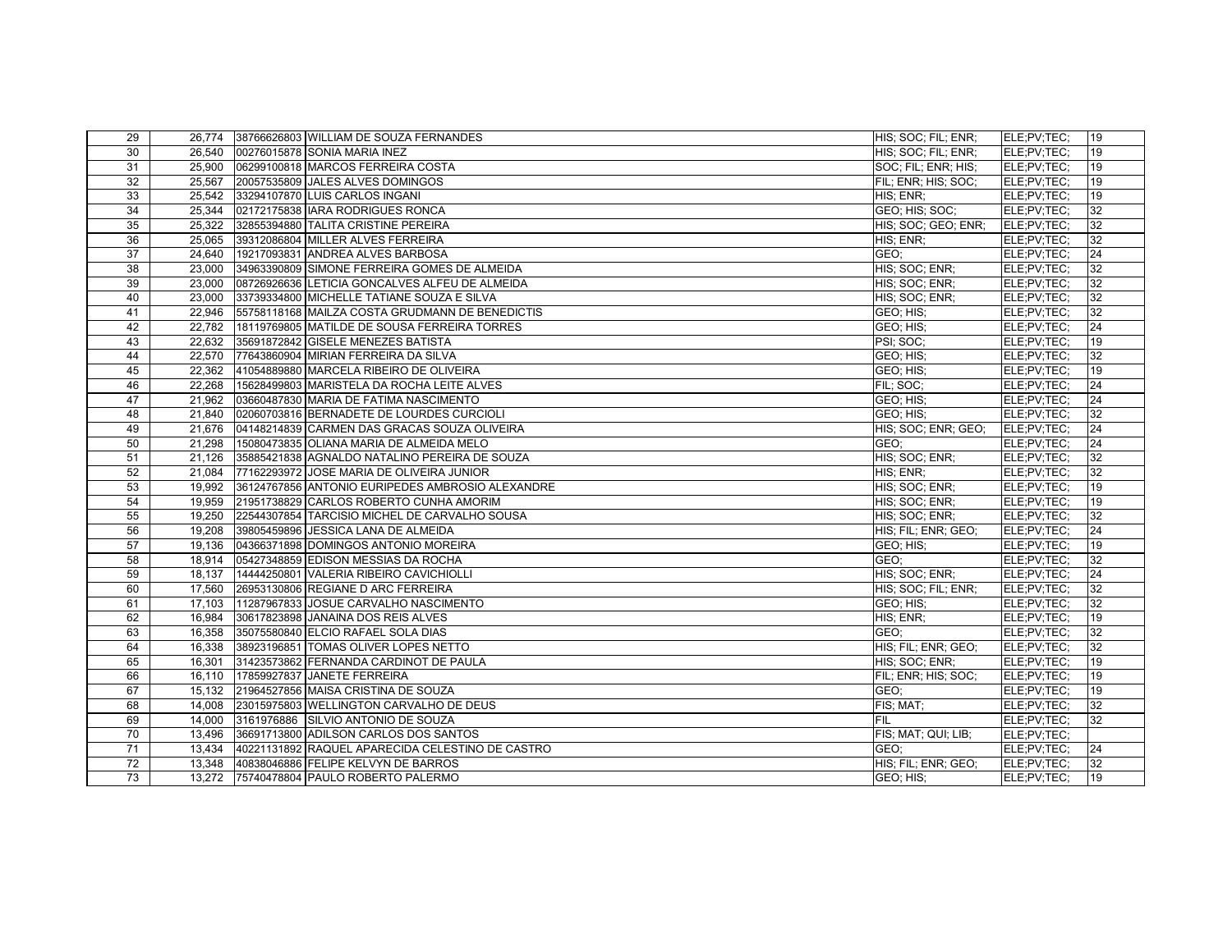| | | | | | | |
|---|---|---|---|---|---|---|
| 29 | 26,774 | 38766626803 | WILLIAM DE SOUZA FERNANDES | HIS; SOC; FIL; ENR; | ELE;PV;TEC; | 19 |
| 30 | 26,540 | 00276015878 | SONIA MARIA INEZ | HIS; SOC; FIL; ENR; | ELE;PV;TEC; | 19 |
| 31 | 25,900 | 06299100818 | MARCOS FERREIRA COSTA | SOC; FIL; ENR; HIS; | ELE;PV;TEC; | 19 |
| 32 | 25,567 | 20057535809 | JALES ALVES DOMINGOS | FIL; ENR; HIS; SOC; | ELE;PV;TEC; | 19 |
| 33 | 25,542 | 33294107870 | LUIS CARLOS INGANI | HIS; ENR; | ELE;PV;TEC; | 19 |
| 34 | 25,344 | 02172175838 | IARA RODRIGUES RONCA | GEO; HIS; SOC; | ELE;PV;TEC; | 32 |
| 35 | 25,322 | 32855394880 | TALITA CRISTINE PEREIRA | HIS; SOC; GEO; ENR; | ELE;PV;TEC; | 32 |
| 36 | 25,065 | 39312086804 | MILLER ALVES FERREIRA | HIS; ENR; | ELE;PV;TEC; | 32 |
| 37 | 24,640 | 19217093831 | ANDREA ALVES BARBOSA | GEO; | ELE;PV;TEC; | 24 |
| 38 | 23,000 | 34963390809 | SIMONE FERREIRA GOMES DE ALMEIDA | HIS; SOC; ENR; | ELE;PV;TEC; | 32 |
| 39 | 23,000 | 08726926636 | LETICIA GONCALVES ALFEU DE ALMEIDA | HIS; SOC; ENR; | ELE;PV;TEC; | 32 |
| 40 | 23,000 | 33739334800 | MICHELLE TATIANE SOUZA E SILVA | HIS; SOC; ENR; | ELE;PV;TEC; | 32 |
| 41 | 22,946 | 55758118168 | MAILZA COSTA GRUDMANN DE BENEDICTIS | GEO; HIS; | ELE;PV;TEC; | 32 |
| 42 | 22,782 | 18119769805 | MATILDE DE SOUSA FERREIRA TORRES | GEO; HIS; | ELE;PV;TEC; | 24 |
| 43 | 22,632 | 35691872842 | GISELE MENEZES BATISTA | PSI; SOC; | ELE;PV;TEC; | 19 |
| 44 | 22,570 | 77643860904 | MIRIAN FERREIRA DA SILVA | GEO; HIS; | ELE;PV;TEC; | 32 |
| 45 | 22,362 | 41054889880 | MARCELA RIBEIRO DE OLIVEIRA | GEO; HIS; | ELE;PV;TEC; | 19 |
| 46 | 22,268 | 15628499803 | MARISTELA DA ROCHA LEITE ALVES | FIL; SOC; | ELE;PV;TEC; | 24 |
| 47 | 21,962 | 03660487830 | MARIA DE FATIMA NASCIMENTO | GEO; HIS; | ELE;PV;TEC; | 24 |
| 48 | 21,840 | 02060703816 | BERNADETE DE LOURDES CURCIOLI | GEO; HIS; | ELE;PV;TEC; | 32 |
| 49 | 21,676 | 04148214839 | CARMEN DAS GRACAS SOUZA OLIVEIRA | HIS; SOC; ENR; GEO; | ELE;PV;TEC; | 24 |
| 50 | 21,298 | 15080473835 | OLIANA MARIA DE ALMEIDA MELO | GEO; | ELE;PV;TEC; | 24 |
| 51 | 21,126 | 35885421838 | AGNALDO NATALINO PEREIRA DE SOUZA | HIS; SOC; ENR; | ELE;PV;TEC; | 32 |
| 52 | 21,084 | 77162293972 | JOSE MARIA DE OLIVEIRA JUNIOR | HIS; ENR; | ELE;PV;TEC; | 32 |
| 53 | 19,992 | 36124767856 | ANTONIO EURIPEDES AMBROSIO ALEXANDRE | HIS; SOC; ENR; | ELE;PV;TEC; | 19 |
| 54 | 19,959 | 21951738829 | CARLOS ROBERTO CUNHA AMORIM | HIS; SOC; ENR; | ELE;PV;TEC; | 19 |
| 55 | 19,250 | 22544307854 | TARCISIO MICHEL DE CARVALHO SOUSA | HIS; SOC; ENR; | ELE;PV;TEC; | 32 |
| 56 | 19,208 | 39805459896 | JESSICA LANA DE ALMEIDA | HIS; FIL; ENR; GEO; | ELE;PV;TEC; | 24 |
| 57 | 19,136 | 04366371898 | DOMINGOS ANTONIO MOREIRA | GEO; HIS; | ELE;PV;TEC; | 19 |
| 58 | 18,914 | 05427348859 | EDISON MESSIAS DA ROCHA | GEO; | ELE;PV;TEC; | 32 |
| 59 | 18,137 | 14444250801 | VALERIA RIBEIRO CAVICHIOLLI | HIS; SOC; ENR; | ELE;PV;TEC; | 24 |
| 60 | 17,560 | 26953130806 | REGIANE D ARC FERREIRA | HIS; SOC; FIL; ENR; | ELE;PV;TEC; | 32 |
| 61 | 17,103 | 11287967833 | JOSUE CARVALHO NASCIMENTO | GEO; HIS; | ELE;PV;TEC; | 32 |
| 62 | 16,984 | 30617823898 | JANAINA DOS REIS ALVES | HIS; ENR; | ELE;PV;TEC; | 19 |
| 63 | 16,358 | 35075580840 | ELCIO RAFAEL SOLA DIAS | GEO; | ELE;PV;TEC; | 32 |
| 64 | 16,338 | 38923196851 | TOMAS OLIVER LOPES NETTO | HIS; FIL; ENR; GEO; | ELE;PV;TEC; | 32 |
| 65 | 16,301 | 31423573862 | FERNANDA CARDINOT DE PAULA | HIS; SOC; ENR; | ELE;PV;TEC; | 19 |
| 66 | 16,110 | 17859927837 | JANETE FERREIRA | FIL; ENR; HIS; SOC; | ELE;PV;TEC; | 19 |
| 67 | 15,132 | 21964527856 | MAISA CRISTINA DE SOUZA | GEO; | ELE;PV;TEC; | 19 |
| 68 | 14,008 | 23015975803 | WELLINGTON CARVALHO DE DEUS | FIS; MAT; | ELE;PV;TEC; | 32 |
| 69 | 14,000 | 3161976886 | SILVIO ANTONIO DE SOUZA | FIL | ELE;PV;TEC; | 32 |
| 70 | 13,496 | 36691713800 | ADILSON CARLOS DOS SANTOS | FIS; MAT; QUI; LIB; | ELE;PV;TEC; | |
| 71 | 13,434 | 40221131892 | RAQUEL APARECIDA CELESTINO DE CASTRO | GEO; | ELE;PV;TEC; | 24 |
| 72 | 13,348 | 40838046886 | FELIPE KELVYN DE BARROS | HIS; FIL; ENR; GEO; | ELE;PV;TEC; | 32 |
| 73 | 13,272 | 75740478804 | PAULO ROBERTO PALERMO | GEO; HIS; | ELE;PV;TEC; | 19 |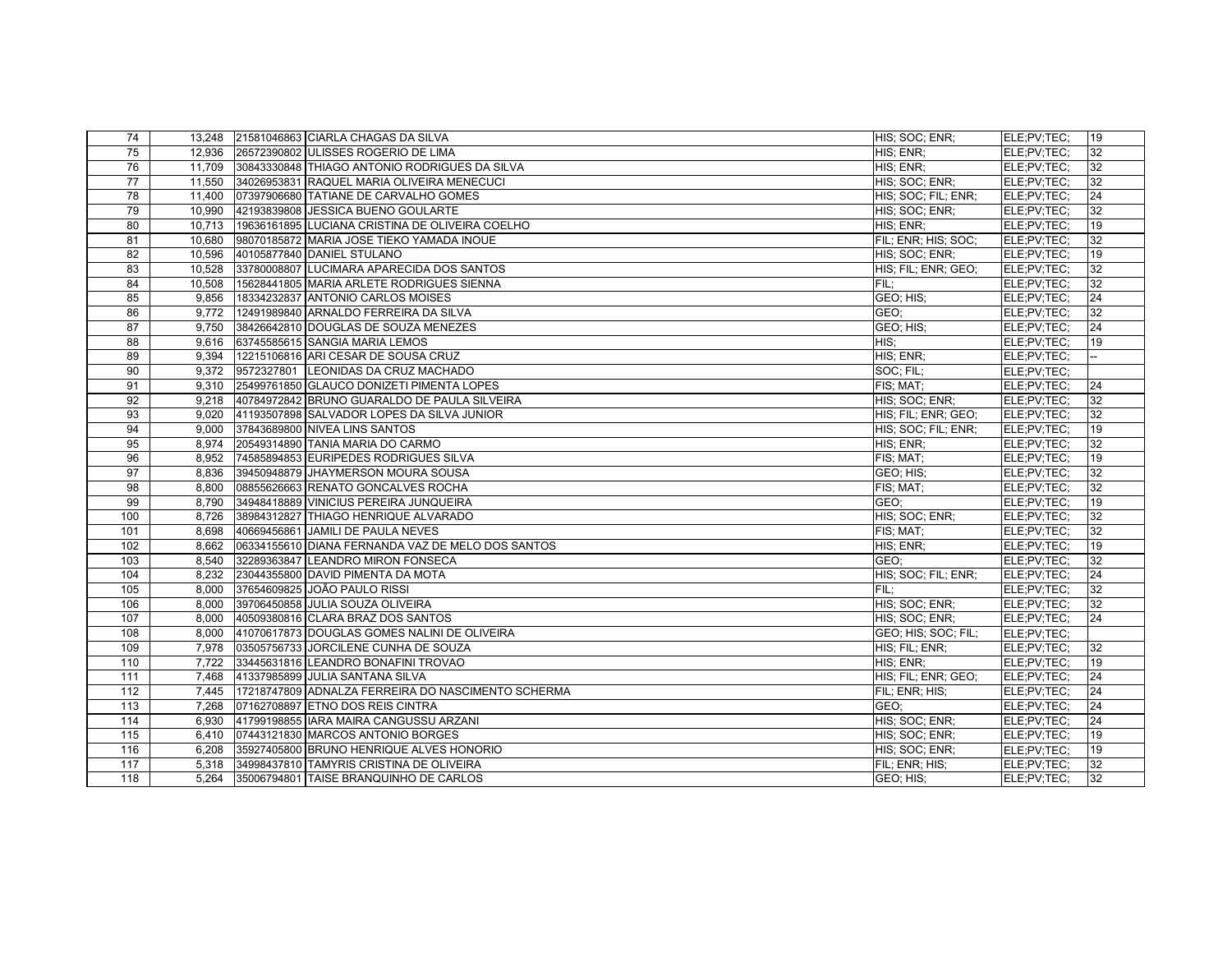| 74 | 13,248 | 21581046863 | CIARLA CHAGAS DA SILVA | HIS; SOC; ENR; | ELE;PV;TEC; | 19 |
|---|---|---|---|---|---|---|
| 75 | 12,936 | 26572390802 | ULISSES ROGERIO DE LIMA | HIS; ENR; | ELE;PV;TEC; | 32 |
| 76 | 11,709 | 30843330848 | THIAGO ANTONIO RODRIGUES DA SILVA | HIS; ENR; | ELE;PV;TEC; | 32 |
| 77 | 11,550 | 34026953831 | RAQUEL MARIA OLIVEIRA MENECUCI | HIS; SOC; ENR; | ELE;PV;TEC; | 32 |
| 78 | 11,400 | 07397906680 | TATIANE DE CARVALHO GOMES | HIS; SOC; FIL; ENR; | ELE;PV;TEC; | 24 |
| 79 | 10,990 | 42193839808 | JESSICA BUENO GOULARTE | HIS; SOC; ENR; | ELE;PV;TEC; | 32 |
| 80 | 10,713 | 19636161895 | LUCIANA CRISTINA DE OLIVEIRA COELHO | HIS; ENR; | ELE;PV;TEC; | 19 |
| 81 | 10,680 | 98070185872 | MARIA JOSE TIEKO YAMADA INOUE | FIL; ENR; HIS; SOC; | ELE;PV;TEC; | 32 |
| 82 | 10,596 | 40105877840 | DANIEL STULANO | HIS; SOC; ENR; | ELE;PV;TEC; | 19 |
| 83 | 10,528 | 33780008807 | LUCIMARA APARECIDA DOS SANTOS | HIS; FIL; ENR; GEO; | ELE;PV;TEC; | 32 |
| 84 | 10,508 | 15628441805 | MARIA ARLETE RODRIGUES SIENNA | FIL; | ELE;PV;TEC; | 32 |
| 85 | 9,856 | 18334232837 | ANTONIO CARLOS MOISES | GEO; HIS; | ELE;PV;TEC; | 24 |
| 86 | 9,772 | 12491989840 | ARNALDO FERREIRA DA SILVA | GEO; | ELE;PV;TEC; | 32 |
| 87 | 9,750 | 38426642810 | DOUGLAS DE SOUZA MENEZES | GEO; HIS; | ELE;PV;TEC; | 24 |
| 88 | 9,616 | 63745585615 | SANGIA MARIA LEMOS | HIS; | ELE;PV;TEC; | 19 |
| 89 | 9,394 | 12215106816 | ARI CESAR DE SOUSA CRUZ | HIS; ENR; | ELE;PV;TEC; | -- |
| 90 | 9,372 | 9572327801 | LEONIDAS DA CRUZ MACHADO | SOC; FIL; | ELE;PV;TEC; | |
| 91 | 9,310 | 25499761850 | GLAUCO DONIZETI PIMENTA LOPES | FIS; MAT; | ELE;PV;TEC; | 24 |
| 92 | 9,218 | 40784972842 | BRUNO GUARALDO DE PAULA SILVEIRA | HIS; SOC; ENR; | ELE;PV;TEC; | 32 |
| 93 | 9,020 | 41193507898 | SALVADOR LOPES DA SILVA JUNIOR | HIS; FIL; ENR; GEO; | ELE;PV;TEC; | 32 |
| 94 | 9,000 | 37843689800 | NIVEA LINS SANTOS | HIS; SOC; FIL; ENR; | ELE;PV;TEC; | 19 |
| 95 | 8,974 | 20549314890 | TANIA MARIA DO CARMO | HIS; ENR; | ELE;PV;TEC; | 32 |
| 96 | 8,952 | 74585894853 | EURIPEDES RODRIGUES SILVA | FIS; MAT; | ELE;PV;TEC; | 19 |
| 97 | 8,836 | 39450948879 | JHAYMERSON MOURA SOUSA | GEO; HIS; | ELE;PV;TEC; | 32 |
| 98 | 8,800 | 08855626663 | RENATO GONCALVES ROCHA | FIS; MAT; | ELE;PV;TEC; | 32 |
| 99 | 8,790 | 34948418889 | VINICIUS PEREIRA JUNQUEIRA | GEO; | ELE;PV;TEC; | 19 |
| 100 | 8,726 | 38984312827 | THIAGO HENRIQUE ALVARADO | HIS; SOC; ENR; | ELE;PV;TEC; | 32 |
| 101 | 8,698 | 40669456861 | JAMILI DE PAULA NEVES | FIS; MAT; | ELE;PV;TEC; | 32 |
| 102 | 8,662 | 06334155610 | DIANA FERNANDA VAZ DE MELO DOS SANTOS | HIS; ENR; | ELE;PV;TEC; | 19 |
| 103 | 8,540 | 32289363847 | LEANDRO MIRON FONSECA | GEO; | ELE;PV;TEC; | 32 |
| 104 | 8,232 | 23044355800 | DAVID PIMENTA DA MOTA | HIS; SOC; FIL; ENR; | ELE;PV;TEC; | 24 |
| 105 | 8,000 | 37654609825 | JOÃO PAULO RISSI | FIL; | ELE;PV;TEC; | 32 |
| 106 | 8,000 | 39706450858 | JULIA SOUZA OLIVEIRA | HIS; SOC; ENR; | ELE;PV;TEC; | 32 |
| 107 | 8,000 | 40509380816 | CLARA BRAZ DOS SANTOS | HIS; SOC; ENR; | ELE;PV;TEC; | 24 |
| 108 | 8,000 | 41070617873 | DOUGLAS GOMES NALINI DE OLIVEIRA | GEO; HIS; SOC; FIL; | ELE;PV;TEC; | |
| 109 | 7,978 | 03505756733 | JORCILENE CUNHA DE SOUZA | HIS; FIL; ENR; | ELE;PV;TEC; | 32 |
| 110 | 7,722 | 33445631816 | LEANDRO BONAFINI TROVAO | HIS; ENR; | ELE;PV;TEC; | 19 |
| 111 | 7,468 | 41337985899 | JULIA SANTANA SILVA | HIS; FIL; ENR; GEO; | ELE;PV;TEC; | 24 |
| 112 | 7,445 | 17218747809 | ADNALZA FERREIRA DO NASCIMENTO SCHERMA | FIL; ENR; HIS; | ELE;PV;TEC; | 24 |
| 113 | 7,268 | 07162708897 | ETNO DOS REIS CINTRA | GEO; | ELE;PV;TEC; | 24 |
| 114 | 6,930 | 41799198855 | IARA MAIRA CANGUSSU ARZANI | HIS; SOC; ENR; | ELE;PV;TEC; | 24 |
| 115 | 6,410 | 07443121830 | MARCOS ANTONIO BORGES | HIS; SOC; ENR; | ELE;PV;TEC; | 19 |
| 116 | 6,208 | 35927405800 | BRUNO HENRIQUE ALVES HONORIO | HIS; SOC; ENR; | ELE;PV;TEC; | 19 |
| 117 | 5,318 | 34998437810 | TAMYRIS CRISTINA DE OLIVEIRA | FIL; ENR; HIS; | ELE;PV;TEC; | 32 |
| 118 | 5,264 | 35006794801 | TAISE BRANQUINHO DE CARLOS | GEO; HIS; | ELE;PV;TEC; | 32 |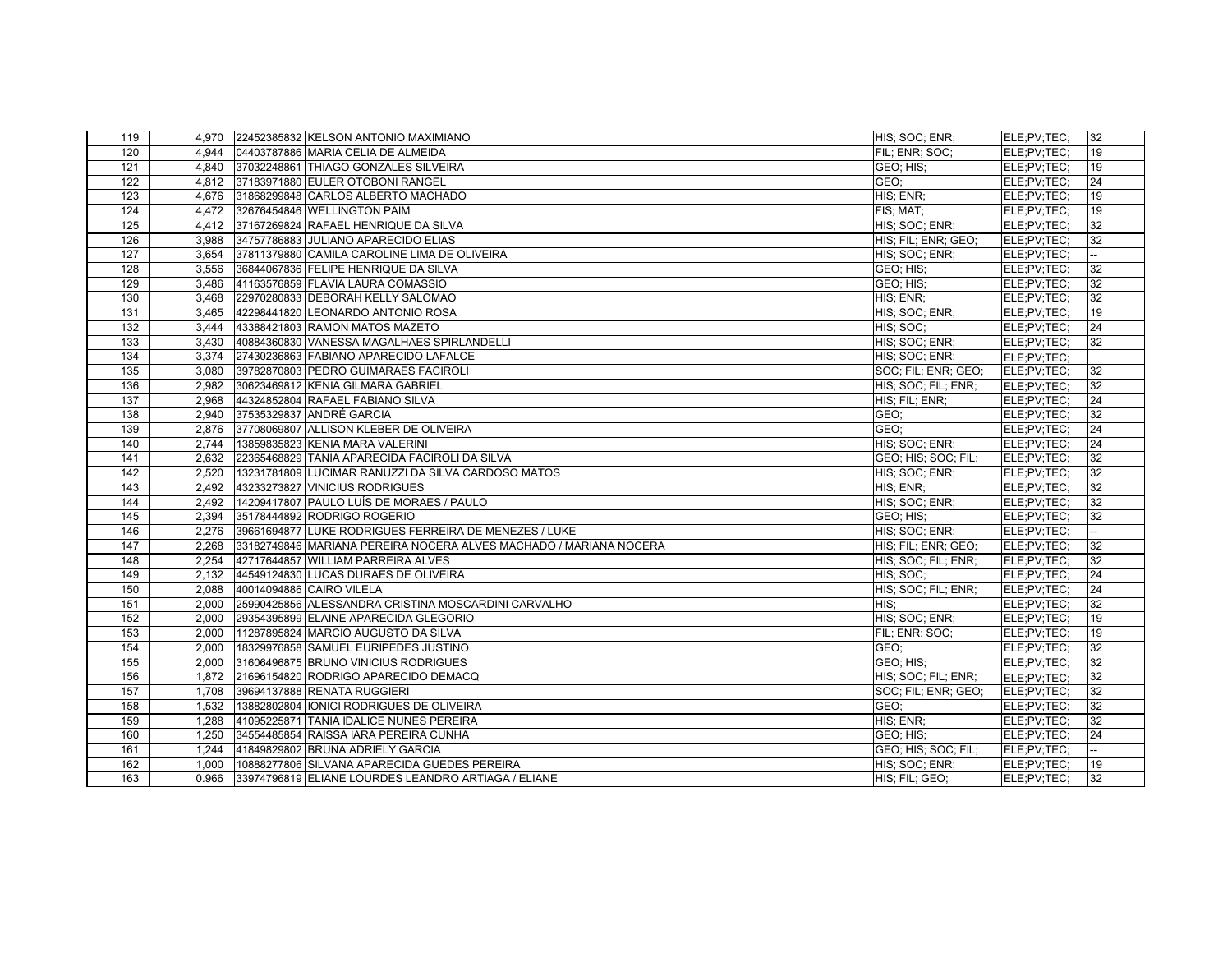| 119 | 4,970 | 22452385832 | KELSON ANTONIO MAXIMIANO | HIS; SOC; ENR; | ELE;PV;TEC; | 32 |
|---|---|---|---|---|---|---|
| 120 | 4,944 | 04403787886 | MARIA CELIA DE ALMEIDA | FIL; ENR; SOC; | ELE;PV;TEC; | 19 |
| 121 | 4,840 | 37032248861 | THIAGO GONZALES SILVEIRA | GEO; HIS; | ELE;PV;TEC; | 19 |
| 122 | 4,812 | 37183971880 | EULER OTOBONI RANGEL | GEO; | ELE;PV;TEC; | 24 |
| 123 | 4,676 | 31868299848 | CARLOS ALBERTO MACHADO | HIS; ENR; | ELE;PV;TEC; | 19 |
| 124 | 4,472 | 32676454846 | WELLINGTON PAIM | FIS; MAT; | ELE;PV;TEC; | 19 |
| 125 | 4,412 | 37167269824 | RAFAEL HENRIQUE DA SILVA | HIS; SOC; ENR; | ELE;PV;TEC; | 32 |
| 126 | 3,988 | 34757786883 | JULIANO APARECIDO ELIAS | HIS; FIL; ENR; GEO; | ELE;PV;TEC; | 32 |
| 127 | 3,654 | 37811379880 | CAMILA CAROLINE LIMA DE OLIVEIRA | HIS; SOC; ENR; | ELE;PV;TEC; | -- |
| 128 | 3,556 | 36844067836 | FELIPE HENRIQUE DA SILVA | GEO; HIS; | ELE;PV;TEC; | 32 |
| 129 | 3,486 | 41163576859 | FLAVIA LAURA COMASSIO | GEO; HIS; | ELE;PV;TEC; | 32 |
| 130 | 3,468 | 22970280833 | DEBORAH KELLY SALOMAO | HIS; ENR; | ELE;PV;TEC; | 32 |
| 131 | 3,465 | 42298441820 | LEONARDO ANTONIO ROSA | HIS; SOC; ENR; | ELE;PV;TEC; | 19 |
| 132 | 3,444 | 43388421803 | RAMON MATOS MAZETO | HIS; SOC; | ELE;PV;TEC; | 24 |
| 133 | 3,430 | 40884360830 | VANESSA MAGALHAES SPIRLANDELLI | HIS; SOC; ENR; | ELE;PV;TEC; | 32 |
| 134 | 3,374 | 27430236863 | FABIANO APARECIDO LAFALCE | HIS; SOC; ENR; | ELE;PV;TEC; | |
| 135 | 3,080 | 39782870803 | PEDRO GUIMARAES FACIROLI | SOC; FIL; ENR; GEO; | ELE;PV;TEC; | 32 |
| 136 | 2,982 | 30623469812 | KENIA GILMARA GABRIEL | HIS; SOC; FIL; ENR; | ELE;PV;TEC; | 32 |
| 137 | 2,968 | 44324852804 | RAFAEL FABIANO SILVA | HIS; FIL; ENR; | ELE;PV;TEC; | 24 |
| 138 | 2,940 | 37535329837 | ANDRÉ GARCIA | GEO; | ELE;PV;TEC; | 32 |
| 139 | 2,876 | 37708069807 | ALLISON KLEBER DE OLIVEIRA | GEO; | ELE;PV;TEC; | 24 |
| 140 | 2,744 | 13859835823 | KENIA MARA VALERINI | HIS; SOC; ENR; | ELE;PV;TEC; | 24 |
| 141 | 2,632 | 22365468829 | TANIA APARECIDA FACIROLI DA SILVA | GEO; HIS; SOC; FIL; | ELE;PV;TEC; | 32 |
| 142 | 2,520 | 13231781809 | LUCIMAR RANUZZI DA SILVA CARDOSO MATOS | HIS; SOC; ENR; | ELE;PV;TEC; | 32 |
| 143 | 2,492 | 43233273827 | VINICIUS RODRIGUES | HIS; ENR; | ELE;PV;TEC; | 32 |
| 144 | 2,492 | 14209417807 | PAULO LUÍS DE MORAES / PAULO | HIS; SOC; ENR; | ELE;PV;TEC; | 32 |
| 145 | 2,394 | 35178444892 | RODRIGO ROGERIO | GEO; HIS; | ELE;PV;TEC; | 32 |
| 146 | 2,276 | 39661694877 | LUKE RODRIGUES FERREIRA DE MENEZES / LUKE | HIS; SOC; ENR; | ELE;PV;TEC; | -- |
| 147 | 2,268 | 33182749846 | MARIANA PEREIRA NOCERA ALVES MACHADO / MARIANA NOCERA | HIS; FIL; ENR; GEO; | ELE;PV;TEC; | 32 |
| 148 | 2,254 | 42717644857 | WILLIAM PARREIRA ALVES | HIS; SOC; FIL; ENR; | ELE;PV;TEC; | 32 |
| 149 | 2,132 | 44549124830 | LUCAS DURAES DE OLIVEIRA | HIS; SOC; | ELE;PV;TEC; | 24 |
| 150 | 2,088 | 40014094886 | CAIRO VILELA | HIS; SOC; FIL; ENR; | ELE;PV;TEC; | 24 |
| 151 | 2,000 | 25990425856 | ALESSANDRA CRISTINA MOSCARDINI CARVALHO | HIS; | ELE;PV;TEC; | 32 |
| 152 | 2,000 | 29354395899 | ELAINE APARECIDA GLEGORIO | HIS; SOC; ENR; | ELE;PV;TEC; | 19 |
| 153 | 2,000 | 11287895824 | MARCIO AUGUSTO DA SILVA | FIL; ENR; SOC; | ELE;PV;TEC; | 19 |
| 154 | 2,000 | 18329976858 | SAMUEL EURIPEDES JUSTINO | GEO; | ELE;PV;TEC; | 32 |
| 155 | 2,000 | 31606496875 | BRUNO VINICIUS RODRIGUES | GEO; HIS; | ELE;PV;TEC; | 32 |
| 156 | 1,872 | 21696154820 | RODRIGO APARECIDO DEMACQ | HIS; SOC; FIL; ENR; | ELE;PV;TEC; | 32 |
| 157 | 1,708 | 39694137888 | RENATA RUGGIERI | SOC; FIL; ENR; GEO; | ELE;PV;TEC; | 32 |
| 158 | 1,532 | 13882802804 | IONICI RODRIGUES DE OLIVEIRA | GEO; | ELE;PV;TEC; | 32 |
| 159 | 1,288 | 41095225871 | TANIA IDALICE NUNES PEREIRA | HIS; ENR; | ELE;PV;TEC; | 32 |
| 160 | 1,250 | 34554485854 | RAISSA IARA PEREIRA CUNHA | GEO; HIS; | ELE;PV;TEC; | 24 |
| 161 | 1,244 | 41849829802 | BRUNA ADRIELY GARCIA | GEO; HIS; SOC; FIL; | ELE;PV;TEC; | -- |
| 162 | 1,000 | 10888277806 | SILVANA APARECIDA GUEDES PEREIRA | HIS; SOC; ENR; | ELE;PV;TEC; | 19 |
| 163 | 0.966 | 33974796819 | ELIANE LOURDES LEANDRO ARTIAGA / ELIANE | HIS; FIL; GEO; | ELE;PV;TEC; | 32 |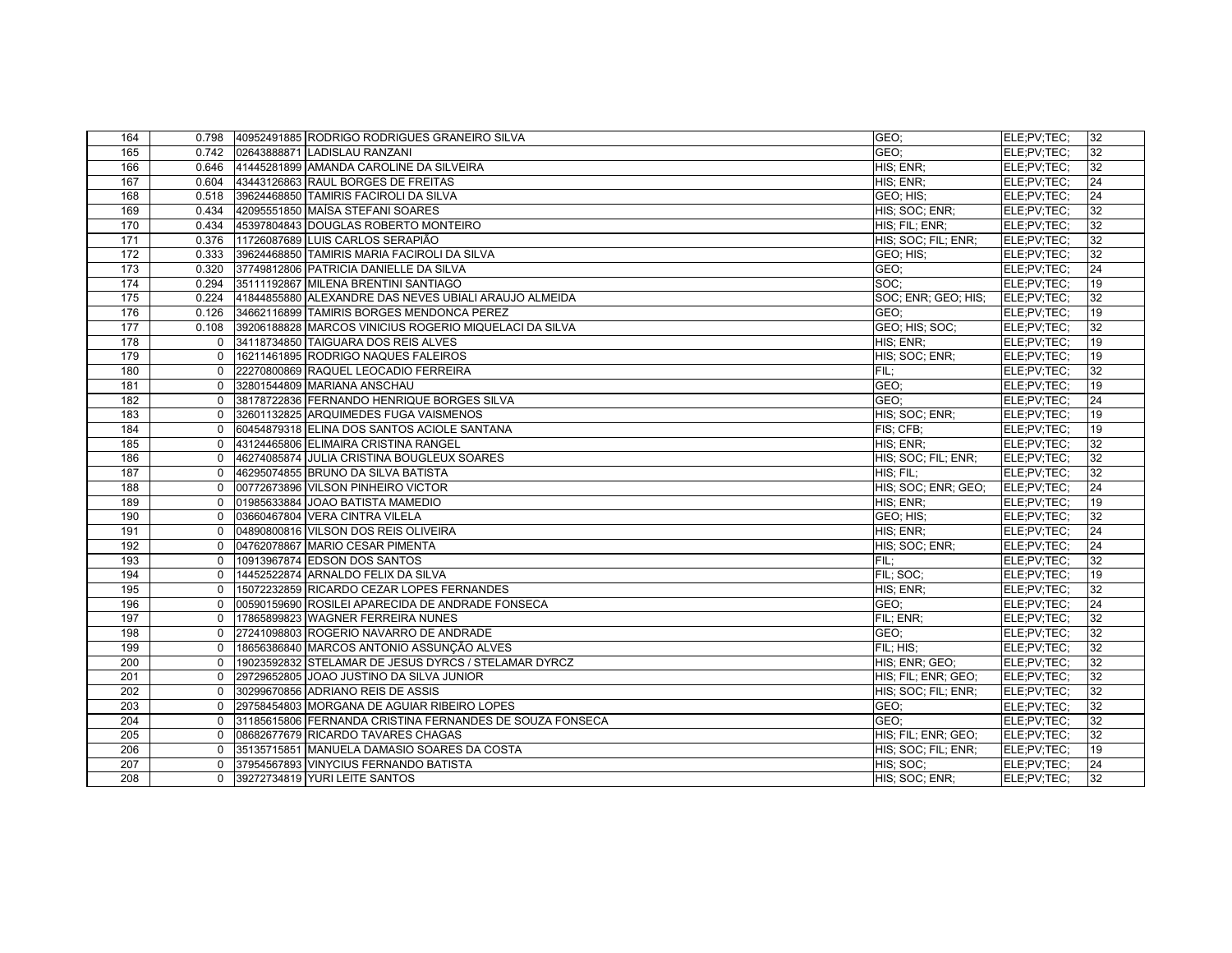| 164 | 0.798 | 40952491885 | RODRIGO RODRIGUES GRANEIRO SILVA | GEO; | ELE;PV;TEC; | 32 |
|---|---|---|---|---|---|---|
| 165 | 0.742 | 02643888871 | LADISLAU RANZANI | GEO; | ELE;PV;TEC; | 32 |
| 166 | 0.646 | 41445281899 | AMANDA CAROLINE DA SILVEIRA | HIS; ENR; | ELE;PV;TEC; | 32 |
| 167 | 0.604 | 43443126863 | RAUL BORGES DE FREITAS | HIS; ENR; | ELE;PV;TEC; | 24 |
| 168 | 0.518 | 39624468850 | TAMIRIS FACIROLI DA SILVA | GEO; HIS; | ELE;PV;TEC; | 24 |
| 169 | 0.434 | 42095551850 | MAÍSA STEFANI SOARES | HIS; SOC; ENR; | ELE;PV;TEC; | 32 |
| 170 | 0.434 | 45397804843 | DOUGLAS ROBERTO MONTEIRO | HIS; FIL; ENR; | ELE;PV;TEC; | 32 |
| 171 | 0.376 | 11726087689 | LUIS CARLOS SERAPIÃO | HIS; SOC; FIL; ENR; | ELE;PV;TEC; | 32 |
| 172 | 0.333 | 39624468850 | TAMIRIS MARIA FACIROLI DA SILVA | GEO; HIS; | ELE;PV;TEC; | 32 |
| 173 | 0.320 | 37749812806 | PATRICIA DANIELLE DA SILVA | GEO; | ELE;PV;TEC; | 24 |
| 174 | 0.294 | 35111192867 | MILENA BRENTINI SANTIAGO | SOC; | ELE;PV;TEC; | 19 |
| 175 | 0.224 | 41844855880 | ALEXANDRE DAS NEVES UBIALI ARAUJO ALMEIDA | SOC; ENR; GEO; HIS; | ELE;PV;TEC; | 32 |
| 176 | 0.126 | 34662116899 | TAMIRIS BORGES MENDONCA PEREZ | GEO; | ELE;PV;TEC; | 19 |
| 177 | 0.108 | 39206188828 | MARCOS VINICIUS ROGERIO MIQUELACI DA SILVA | GEO; HIS; SOC; | ELE;PV;TEC; | 32 |
| 178 | 0 | 34118734850 | TAIGUARA DOS REIS ALVES | HIS; ENR; | ELE;PV;TEC; | 19 |
| 179 | 0 | 16211461895 | RODRIGO NAQUES FALEIROS | HIS; SOC; ENR; | ELE;PV;TEC; | 19 |
| 180 | 0 | 22270800869 | RAQUEL LEOCADIO FERREIRA | FIL; | ELE;PV;TEC; | 32 |
| 181 | 0 | 32801544809 | MARIANA ANSCHAU | GEO; | ELE;PV;TEC; | 19 |
| 182 | 0 | 38178722836 | FERNANDO HENRIQUE BORGES SILVA | GEO; | ELE;PV;TEC; | 24 |
| 183 | 0 | 32601132825 | ARQUIMEDES FUGA VAISMENOS | HIS; SOC; ENR; | ELE;PV;TEC; | 19 |
| 184 | 0 | 60454879318 | ELINA DOS SANTOS ACIOLE SANTANA | FIS; CFB; | ELE;PV;TEC; | 19 |
| 185 | 0 | 43124465806 | ELIMAIRA CRISTINA RANGEL | HIS; ENR; | ELE;PV;TEC; | 32 |
| 186 | 0 | 46274085874 | JULIA CRISTINA BOUGLEUX SOARES | HIS; SOC; FIL; ENR; | ELE;PV;TEC; | 32 |
| 187 | 0 | 46295074855 | BRUNO DA SILVA BATISTA | HIS; FIL; | ELE;PV;TEC; | 32 |
| 188 | 0 | 00772673896 | VILSON PINHEIRO VICTOR | HIS; SOC; ENR; GEO; | ELE;PV;TEC; | 24 |
| 189 | 0 | 01985633884 | JOAO BATISTA MAMEDIO | HIS; ENR; | ELE;PV;TEC; | 19 |
| 190 | 0 | 03660467804 | VERA CINTRA VILELA | GEO; HIS; | ELE;PV;TEC; | 32 |
| 191 | 0 | 04890800816 | VILSON DOS REIS OLIVEIRA | HIS; ENR; | ELE;PV;TEC; | 24 |
| 192 | 0 | 04762078867 | MARIO CESAR PIMENTA | HIS; SOC; ENR; | ELE;PV;TEC; | 24 |
| 193 | 0 | 10913967874 | EDSON DOS SANTOS | FIL; | ELE;PV;TEC; | 32 |
| 194 | 0 | 14452522874 | ARNALDO FELIX DA SILVA | FIL; SOC; | ELE;PV;TEC; | 19 |
| 195 | 0 | 15072232859 | RICARDO CEZAR LOPES FERNANDES | HIS; ENR; | ELE;PV;TEC; | 32 |
| 196 | 0 | 00590159690 | ROSILEI APARECIDA DE ANDRADE FONSECA | GEO; | ELE;PV;TEC; | 24 |
| 197 | 0 | 17865899823 | WAGNER FERREIRA NUNES | FIL; ENR; | ELE;PV;TEC; | 32 |
| 198 | 0 | 27241098803 | ROGERIO NAVARRO DE ANDRADE | GEO; | ELE;PV;TEC; | 32 |
| 199 | 0 | 18656386840 | MARCOS ANTONIO ASSUNÇÃO ALVES | FIL; HIS; | ELE;PV;TEC; | 32 |
| 200 | 0 | 19023592832 | STELAMAR DE JESUS DYRCS / STELAMAR DYRCZ | HIS; ENR; GEO; | ELE;PV;TEC; | 32 |
| 201 | 0 | 29729652805 | JOAO JUSTINO DA SILVA JUNIOR | HIS; FIL; ENR; GEO; | ELE;PV;TEC; | 32 |
| 202 | 0 | 30299670856 | ADRIANO REIS DE ASSIS | HIS; SOC; FIL; ENR; | ELE;PV;TEC; | 32 |
| 203 | 0 | 29758454803 | MORGANA DE AGUIAR RIBEIRO LOPES | GEO; | ELE;PV;TEC; | 32 |
| 204 | 0 | 31185615806 | FERNANDA CRISTINA FERNANDES DE SOUZA FONSECA | GEO; | ELE;PV;TEC; | 32 |
| 205 | 0 | 08682677679 | RICARDO TAVARES CHAGAS | HIS; FIL; ENR; GEO; | ELE;PV;TEC; | 32 |
| 206 | 0 | 35135715851 | MANUELA DAMASIO SOARES DA COSTA | HIS; SOC; FIL; ENR; | ELE;PV;TEC; | 19 |
| 207 | 0 | 37954567893 | VINYCIUS FERNANDO BATISTA | HIS; SOC; | ELE;PV;TEC; | 24 |
| 208 | 0 | 39272734819 | YURI LEITE SANTOS | HIS; SOC; ENR; | ELE;PV;TEC; | 32 |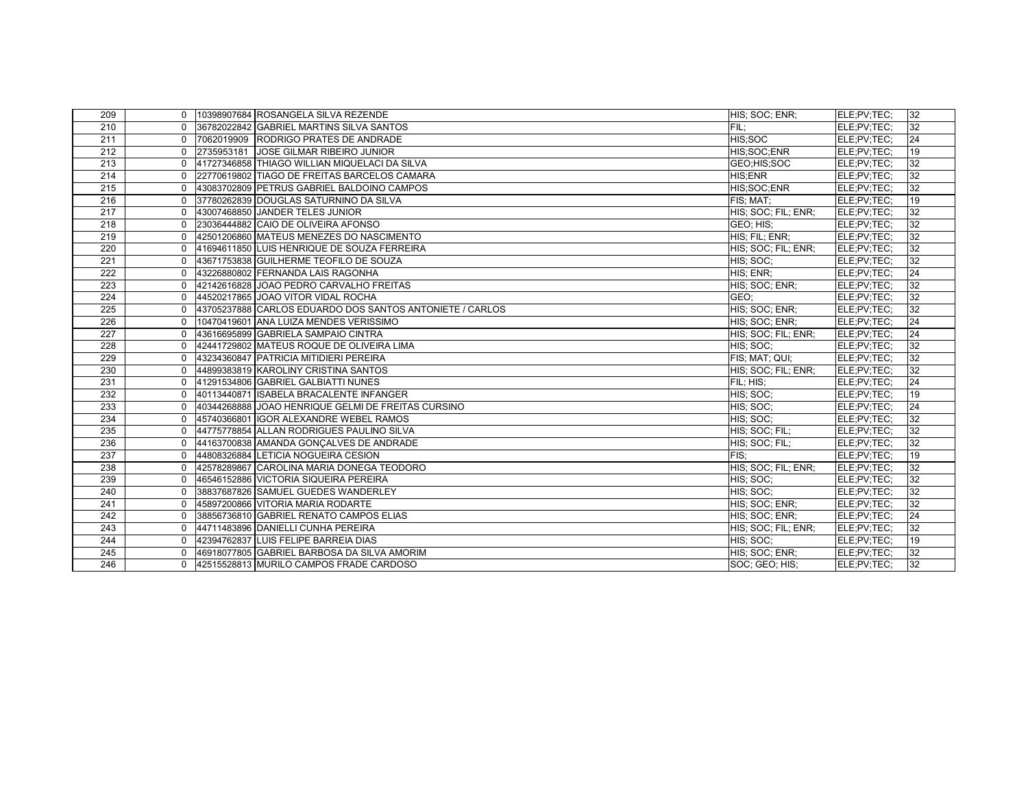| | | | | | | |
|---|---|---|---|---|---|---|
| 209 | 0 | 10398907684 | ROSANGELA SILVA REZENDE | HIS; SOC; ENR; | ELE;PV;TEC; | 32 |
| 210 | 0 | 36782022842 | GABRIEL MARTINS SILVA SANTOS | FIL; | ELE;PV;TEC; | 32 |
| 211 | 0 | 7062019909 | RODRIGO PRATES DE ANDRADE | HIS;SOC | ELE;PV;TEC; | 24 |
| 212 | 0 | 2735953181 | JOSE GILMAR RIBEIRO JUNIOR | HIS;SOC;ENR | ELE;PV;TEC; | 19 |
| 213 | 0 | 41727346858 | THIAGO WILLIAN MIQUELACI DA SILVA | GEO;HIS;SOC | ELE;PV;TEC; | 32 |
| 214 | 0 | 22770619802 | TIAGO DE FREITAS BARCELOS CAMARA | HIS;ENR | ELE;PV;TEC; | 32 |
| 215 | 0 | 43083702809 | PETRUS GABRIEL BALDOINO CAMPOS | HIS;SOC;ENR | ELE;PV;TEC; | 32 |
| 216 | 0 | 37780262839 | DOUGLAS SATURNINO DA SILVA | FIS; MAT; | ELE;PV;TEC; | 19 |
| 217 | 0 | 43007468850 | JANDER TELES JUNIOR | HIS; SOC; FIL; ENR; | ELE;PV;TEC; | 32 |
| 218 | 0 | 23036444882 | CAIO DE OLIVEIRA AFONSO | GEO; HIS; | ELE;PV;TEC; | 32 |
| 219 | 0 | 42501206860 | MATEUS MENEZES DO NASCIMENTO | HIS; FIL; ENR; | ELE;PV;TEC; | 32 |
| 220 | 0 | 41694611850 | LUIS HENRIQUE DE SOUZA FERREIRA | HIS; SOC; FIL; ENR; | ELE;PV;TEC; | 32 |
| 221 | 0 | 43671753838 | GUILHERME TEOFILO DE SOUZA | HIS; SOC; | ELE;PV;TEC; | 32 |
| 222 | 0 | 43226880802 | FERNANDA LAIS RAGONHA | HIS; ENR; | ELE;PV;TEC; | 24 |
| 223 | 0 | 42142616828 | JOAO PEDRO CARVALHO FREITAS | HIS; SOC; ENR; | ELE;PV;TEC; | 32 |
| 224 | 0 | 44520217865 | JOAO VITOR VIDAL ROCHA | GEO; | ELE;PV;TEC; | 32 |
| 225 | 0 | 43705237888 | CARLOS EDUARDO DOS SANTOS ANTONIETE / CARLOS | HIS; SOC; ENR; | ELE;PV;TEC; | 32 |
| 226 | 0 | 10470419601 | ANA LUIZA MENDES VERISSIMO | HIS; SOC; ENR; | ELE;PV;TEC; | 24 |
| 227 | 0 | 43616695899 | GABRIELA SAMPAIO CINTRA | HIS; SOC; FIL; ENR; | ELE;PV;TEC; | 24 |
| 228 | 0 | 42441729802 | MATEUS ROQUE DE OLIVEIRA LIMA | HIS; SOC; | ELE;PV;TEC; | 32 |
| 229 | 0 | 43234360847 | PATRICIA MITIDIERI PEREIRA | FIS; MAT; QUI; | ELE;PV;TEC; | 32 |
| 230 | 0 | 44899383819 | KAROLINY CRISTINA SANTOS | HIS; SOC; FIL; ENR; | ELE;PV;TEC; | 32 |
| 231 | 0 | 41291534806 | GABRIEL GALBIATTI NUNES | FIL; HIS; | ELE;PV;TEC; | 24 |
| 232 | 0 | 40113440871 | ISABELA BRACALENTE INFANGER | HIS; SOC; | ELE;PV;TEC; | 19 |
| 233 | 0 | 40344268888 | JOAO HENRIQUE GELMI DE FREITAS CURSINO | HIS; SOC; | ELE;PV;TEC; | 24 |
| 234 | 0 | 45740366801 | IGOR ALEXANDRE WEBEL RAMOS | HIS; SOC; | ELE;PV;TEC; | 32 |
| 235 | 0 | 44775778854 | ALLAN RODRIGUES PAULINO SILVA | HIS; SOC; FIL; | ELE;PV;TEC; | 32 |
| 236 | 0 | 44163700838 | AMANDA GONÇALVES DE ANDRADE | HIS; SOC; FIL; | ELE;PV;TEC; | 32 |
| 237 | 0 | 44808326884 | LETICIA NOGUEIRA CESION | FIS; | ELE;PV;TEC; | 19 |
| 238 | 0 | 42578289867 | CAROLINA MARIA DONEGA TEODORO | HIS; SOC; FIL; ENR; | ELE;PV;TEC; | 32 |
| 239 | 0 | 46546152886 | VICTORIA SIQUEIRA PEREIRA | HIS; SOC; | ELE;PV;TEC; | 32 |
| 240 | 0 | 38837687826 | SAMUEL GUEDES WANDERLEY | HIS; SOC; | ELE;PV;TEC; | 32 |
| 241 | 0 | 45897200866 | VITORIA MARIA RODARTE | HIS; SOC; ENR; | ELE;PV;TEC; | 32 |
| 242 | 0 | 38856736810 | GABRIEL RENATO CAMPOS ELIAS | HIS; SOC; ENR; | ELE;PV;TEC; | 24 |
| 243 | 0 | 44711483896 | DANIELLI CUNHA PEREIRA | HIS; SOC; FIL; ENR; | ELE;PV;TEC; | 32 |
| 244 | 0 | 42394762837 | LUIS FELIPE BARREIA DIAS | HIS; SOC; | ELE;PV;TEC; | 19 |
| 245 | 0 | 46918077805 | GABRIEL BARBOSA DA SILVA AMORIM | HIS; SOC; ENR; | ELE;PV;TEC; | 32 |
| 246 | 0 | 42515528813 | MURILO CAMPOS FRADE CARDOSO | SOC; GEO; HIS; | ELE;PV;TEC; | 32 |